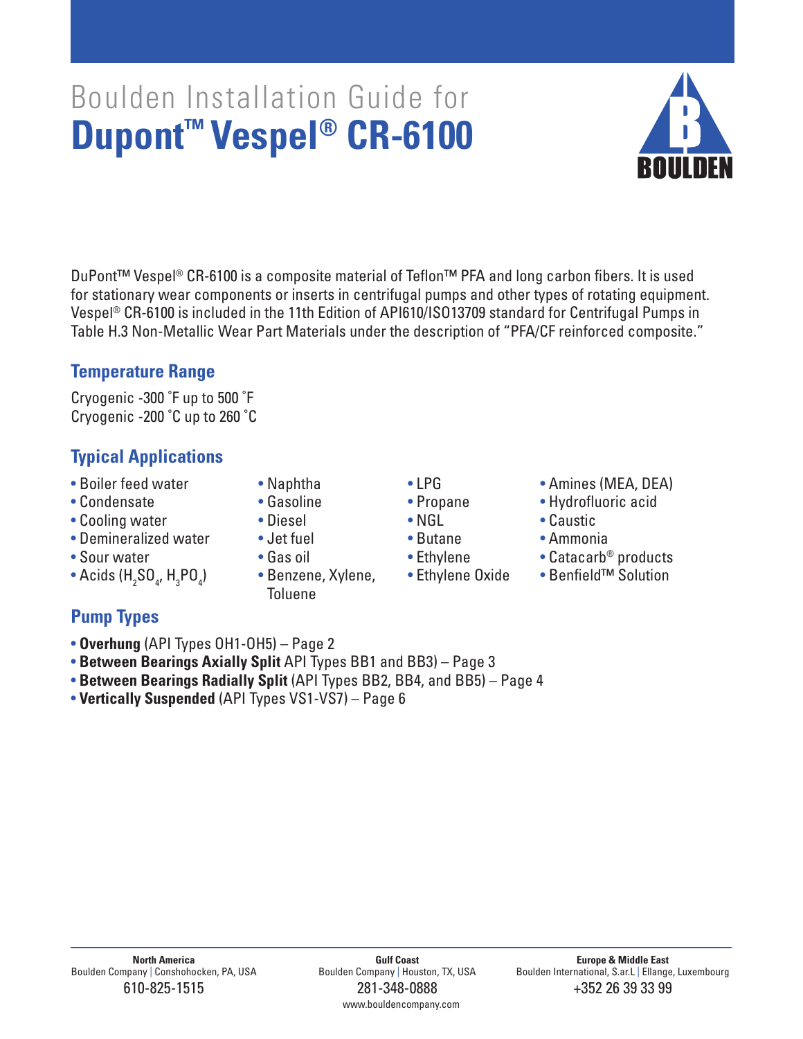# Boulden Installation Guide for **Dupont™ Vespel® CR-6100**

BOULDEN

DuPont™ Vespel® CR-6100 is a composite material of Teflon™ PFA and long carbon fibers. It is used for stationary wear components or inserts in centrifugal pumps and other types of rotating equipment. Vespel® CR-6100 is included in the 11th Edition of API610/ISO13709 standard for Centrifugal Pumps in Table H.3 Non-Metallic Wear Part Materials under the description of "PFA/CF reinforced composite."

## Temperature Range

Cryogenic -300 ˚F up to 500 ˚F
Cryogenic -200 ˚C up to 260 ˚C

## Typical Applications

- Boiler feed water
- Condensate
- Cooling water
- Demineralized water
- Sour water
- Acids ($H_2SO_4$, $H_3PO_4$)
- Naphtha
- Gasoline
- Diesel
- Jet fuel
- Gas oil
- Benzene, Xylene, Toluene
- LPG
- Propane
- NGL
- Butane
- Ethylene
- Ethylene Oxide
- Amines (MEA, DEA)
- Hydrofluoric acid
- Caustic
- Ammonia
- Catacarb® products
- Benfield™ Solution

## Pump Types

- **Overhung** (API Types OH1-OH5) – Page 2
- **Between Bearings Axially Split** API Types BB1 and BB3) – Page 3
- **Between Bearings Radially Split** (API Types BB2, BB4, and BB5) – Page 4
- **Vertically Suspended** (API Types VS1-VS7) – Page 6

**North America**
Boulden Company | Conshohocken, PA, USA
610-825-1515

**Gulf Coast**
Boulden Company | Houston, TX, USA
281-348-0888
www.bouldencompany.com

**Europe & Middle East**
Boulden International, S.ar.L | Ellange, Luxembourg
+352 26 39 33 99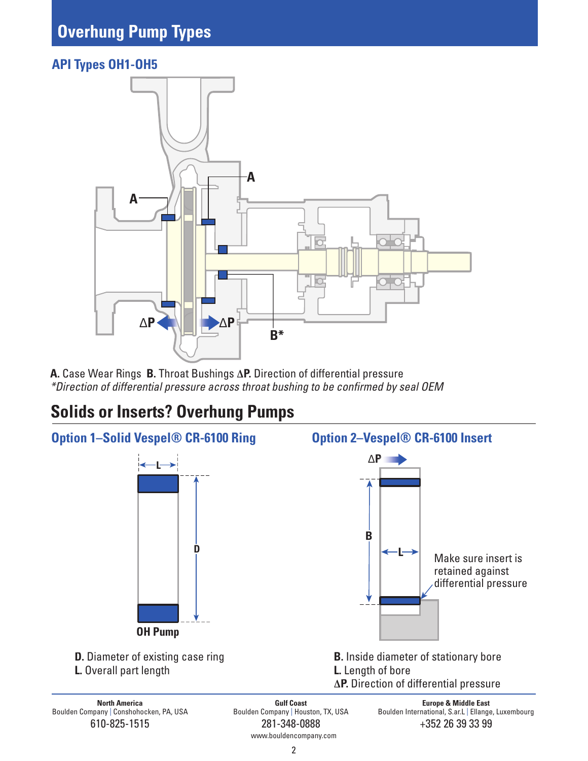# Overhung Pump Types

## API Types OH1-OH5

**A.** Case Wear Rings **B.** Throat Bushings **ΔP.** Direction of differential pressure
*\*Direction of differential pressure across throat bushing to be confirmed by seal OEM*

## Solids or Inserts? Overhung Pumps

### Option 1–Solid Vespel® CR-6100 Ring

**OH Pump**

**D.** Diameter of existing case ring
**L.** Overall part length

### Option 2–Vespel® CR-6100 Insert

Make sure insert is retained against differential pressure

**B.** Inside diameter of stationary bore
**L.** Length of bore
**ΔP.** Direction of differential pressure

**North America**
Boulden Company | Conshohocken, PA, USA
610-825-1515

**Gulf Coast**
Boulden Company | Houston, TX, USA
281-348-0888
www.bouldencompany.com

**Europe & Middle East**
Boulden International, S.ar.L | Ellange, Luxembourg
+352 26 39 33 99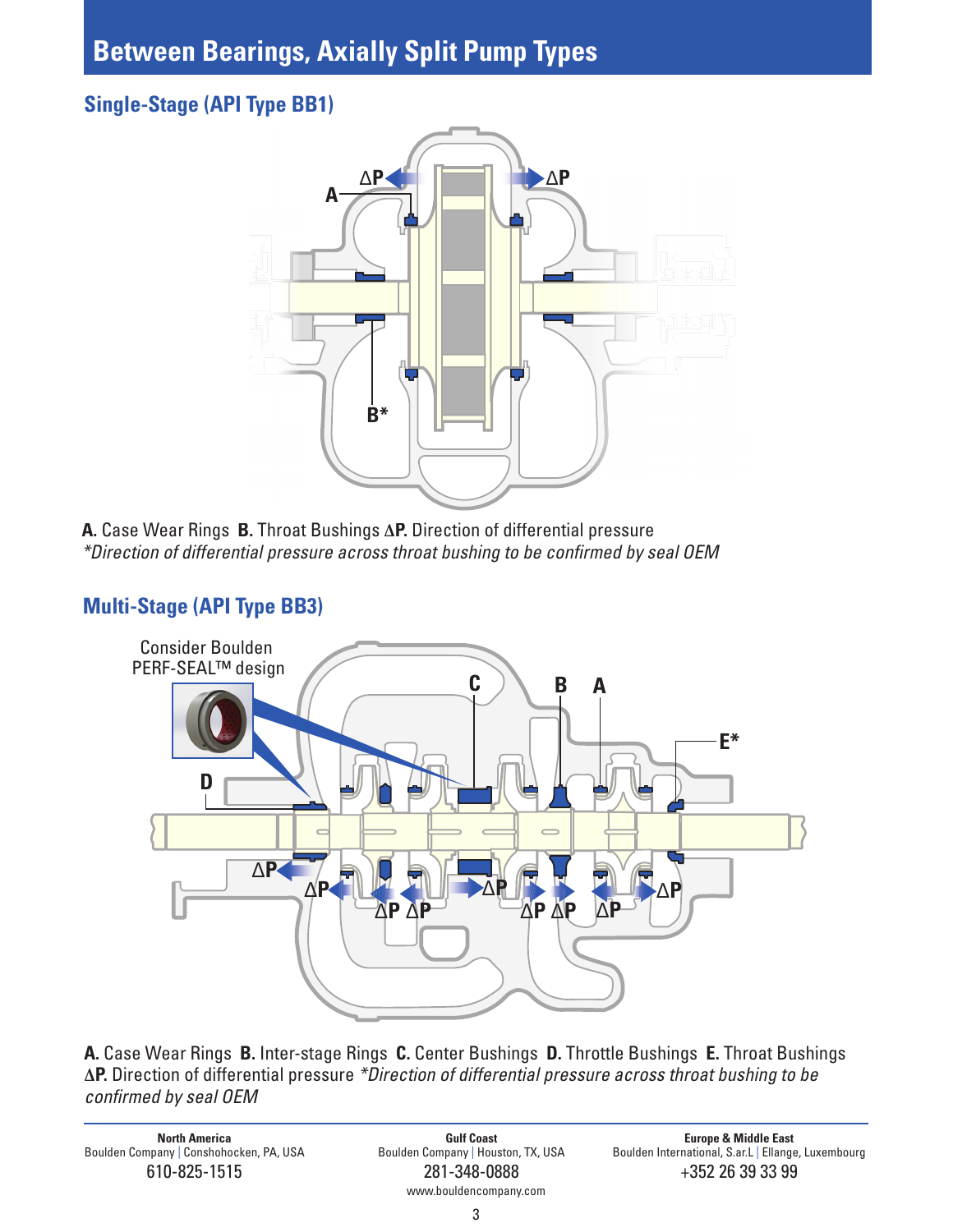# Between Bearings, Axially Split Pump Types

## Single-Stage (API Type BB1)

**A.** Case Wear Rings **B.** Throat Bushings **ΔP.** Direction of differential pressure
*\*Direction of differential pressure across throat bushing to be confirmed by seal OEM*

## Multi-Stage (API Type BB3)

Consider Boulden PERF-SEAL™ design

**A.** Case Wear Rings **B.** Inter-stage Rings **C.** Center Bushings **D.** Throttle Bushings **E.** Throat Bushings
**ΔP.** Direction of differential pressure *\*Direction of differential pressure across throat bushing to be confirmed by seal OEM*

**North America**
Boulden Company | Conshohocken, PA, USA
610-825-1515

**Gulf Coast**
Boulden Company | Houston, TX, USA
281-348-0888
www.bouldencompany.com

**Europe & Middle East**
Boulden International, S.ar.L | Ellange, Luxembourg
+352 26 39 33 99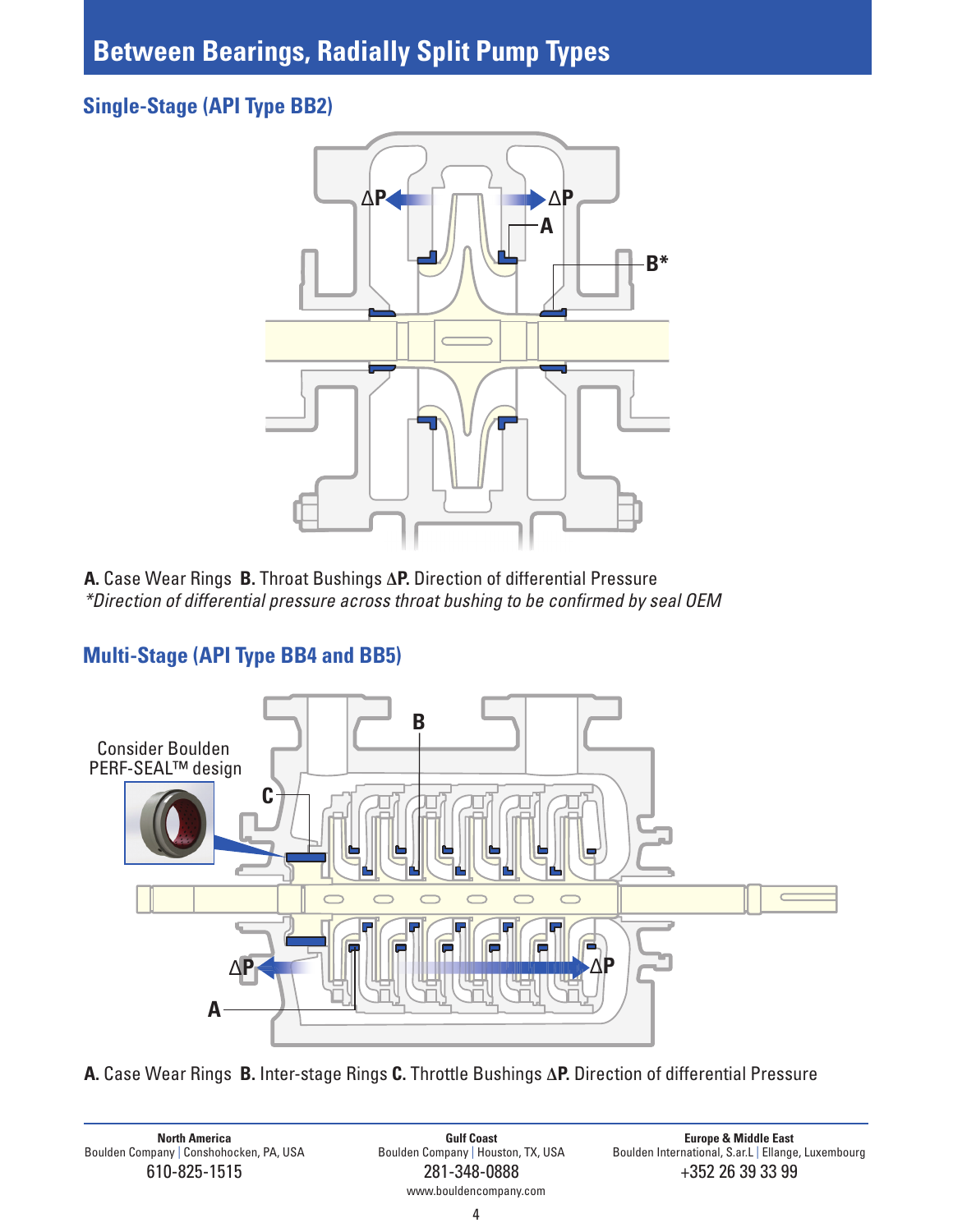# Between Bearings, Radially Split Pump Types

## Single-Stage (API Type BB2)

**A.** Case Wear Rings **B.** Throat Bushings **ΔP.** Direction of differential Pressure

*\*Direction of differential pressure across throat bushing to be confirmed by seal OEM*

## Multi-Stage (API Type BB4 and BB5)

Consider Boulden PERF-SEAL™ design

**A.** Case Wear Rings **B.** Inter-stage Rings **C.** Throttle Bushings **ΔP.** Direction of differential Pressure

**North America**
Boulden Company | Conshohocken, PA, USA
610-825-1515

**Gulf Coast**
Boulden Company | Houston, TX, USA
281-348-0888
www.bouldencompany.com

**Europe & Middle East**
Boulden International, S.ar.L | Ellange, Luxembourg
+352 26 39 33 99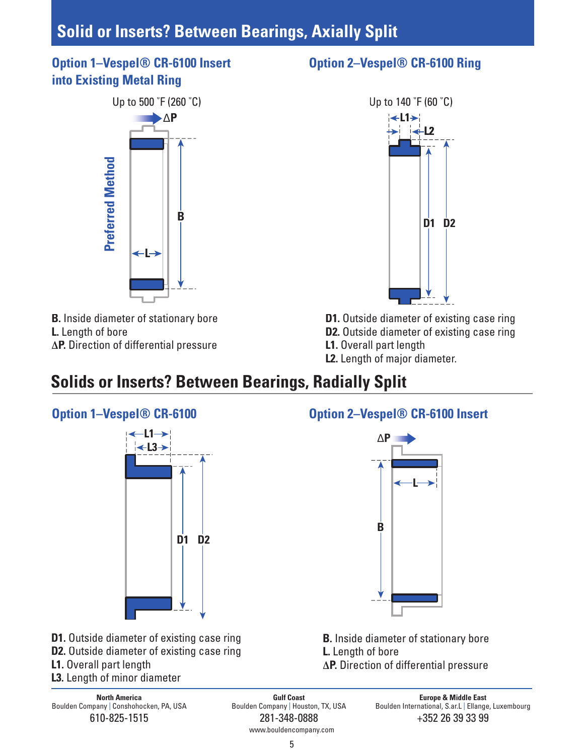# Solid or Inserts? Between Bearings, Axially Split

## Option 1–Vespel® CR-6100 Insert into Existing Metal Ring

Up to 500 °F (260 °C)

Preferred Method

**B.** Inside diameter of stationary bore
**L.** Length of bore
**ΔP.** Direction of differential pressure

## Option 2–Vespel® CR-6100 Ring

Up to 140 °F (60 °C)

**D1.** Outside diameter of existing case ring
**D2.** Outside diameter of existing case ring
**L1.** Overall part length
**L2.** Length of major diameter.

# Solids or Inserts? Between Bearings, Radially Split

## Option 1–Vespel® CR-6100

**D1.** Outside diameter of existing case ring
**D2.** Outside diameter of existing case ring
**L1.** Overall part length
**L3.** Length of minor diameter

## Option 2–Vespel® CR-6100 Insert

**B.** Inside diameter of stationary bore
**L.** Length of bore
**ΔP.** Direction of differential pressure

**North America**
Boulden Company | Conshohocken, PA, USA
610-825-1515

**Gulf Coast**
Boulden Company | Houston, TX, USA
281-348-0888
www.bouldencompany.com

**Europe & Middle East**
Boulden International, S.ar.L | Ellange, Luxembourg
+352 26 39 33 99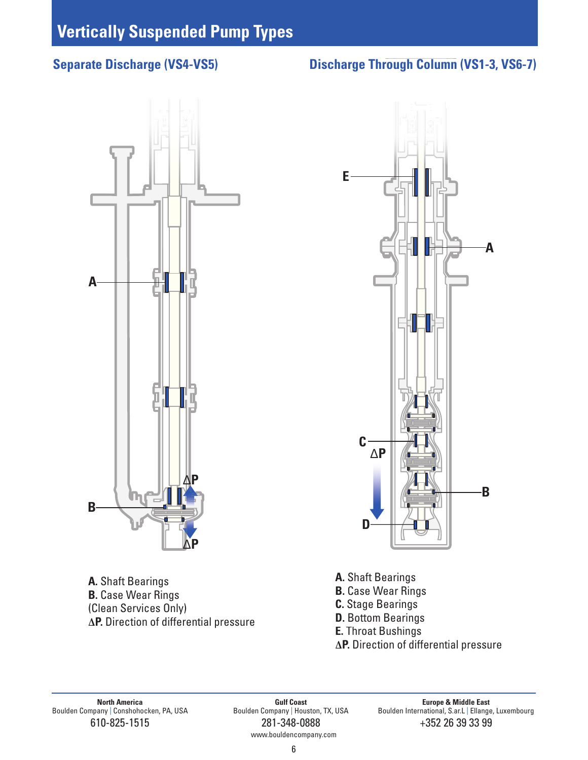# Vertically Suspended Pump Types

## Separate Discharge (VS4-VS5)

**A.** Shaft Bearings
**B.** Case Wear Rings
(Clean Services Only)
**ΔP.** Direction of differential pressure

## Discharge Through Column (VS1-3, VS6-7)

**A.** Shaft Bearings
**B.** Case Wear Rings
**C.** Stage Bearings
**D.** Bottom Bearings
**E.** Throat Bushings
**ΔP.** Direction of differential pressure

**North America**
Boulden Company | Conshohocken, PA, USA
610-825-1515

**Gulf Coast**
Boulden Company | Houston, TX, USA
281-348-0888
www.bouldencompany.com

**Europe & Middle East**
Boulden International, S.ar.L | Ellange, Luxembourg
+352 26 39 33 99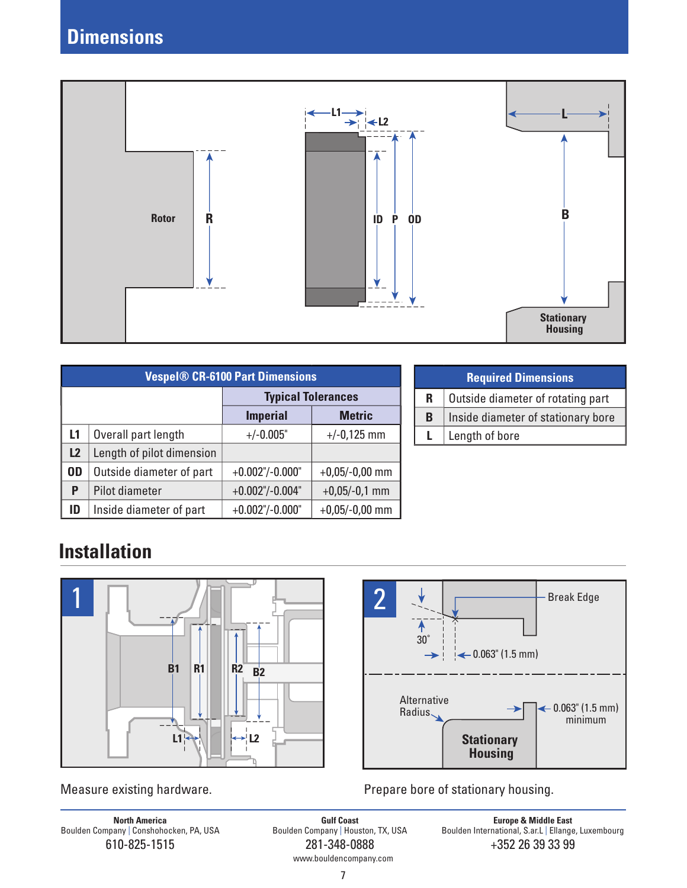## Dimensions

| Vespel® CR-6100 Part Dimensions | | | |
|---|---|---|---|
| | | Typical Tolerances | |
| | | Imperial | Metric |
| L1 | Overall part length | +/-0.005" | +/-0,125 mm |
| L2 | Length of pilot dimension | | |
| OD | Outside diameter of part | +0.002"/-0.000" | +0,05/-0,00 mm |
| P | Pilot diameter | +0.002"/-0.004" | +0,05/-0,1 mm |
| ID | Inside diameter of part | +0.002"/-0.000" | +0,05/-0,00 mm |

| Required Dimensions | |
|---|---|
| R | Outside diameter of rotating part |
| B | Inside diameter of stationary bore |
| L | Length of bore |

## Installation

Measure existing hardware.

Prepare bore of stationary housing.

**North America**
Boulden Company | Conshohocken, PA, USA
610-825-1515

**Gulf Coast**
Boulden Company | Houston, TX, USA
281-348-0888
www.bouldencompany.com

**Europe & Middle East**
Boulden International, S.ar.L | Ellange, Luxembourg
+352 26 39 33 99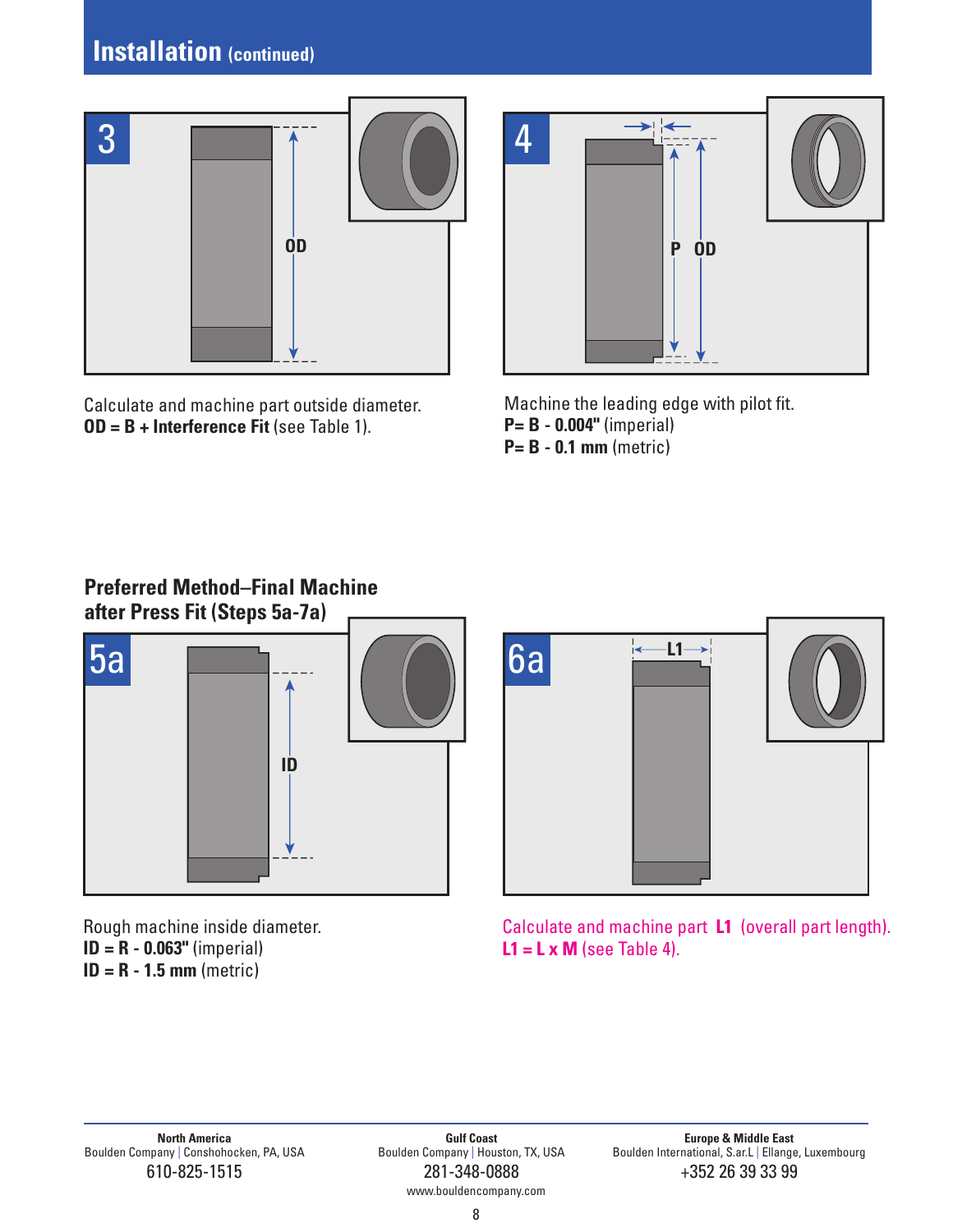## Installation (continued)

**3**

Calculate and machine part outside diameter.
**OD = B + Interference Fit** (see Table 1).

**4**

Machine the leading edge with pilot fit.
**P= B - 0.004"** (imperial)
**P= B - 0.1 mm** (metric)

### Preferred Method–Final Machine after Press Fit (Steps 5a-7a)

**5a**

Rough machine inside diameter.
**ID = R - 0.063"** (imperial)
**ID = R - 1.5 mm** (metric)

**6a**

Calculate and machine part **L1** (overall part length).
**L1 = L x M** (see Table 4).

**North America**
Boulden Company | Conshohocken, PA, USA
610-825-1515

**Gulf Coast**
Boulden Company | Houston, TX, USA
281-348-0888
www.bouldencompany.com

**Europe & Middle East**
Boulden International, S.ar.L | Ellange, Luxembourg
+352 26 39 33 99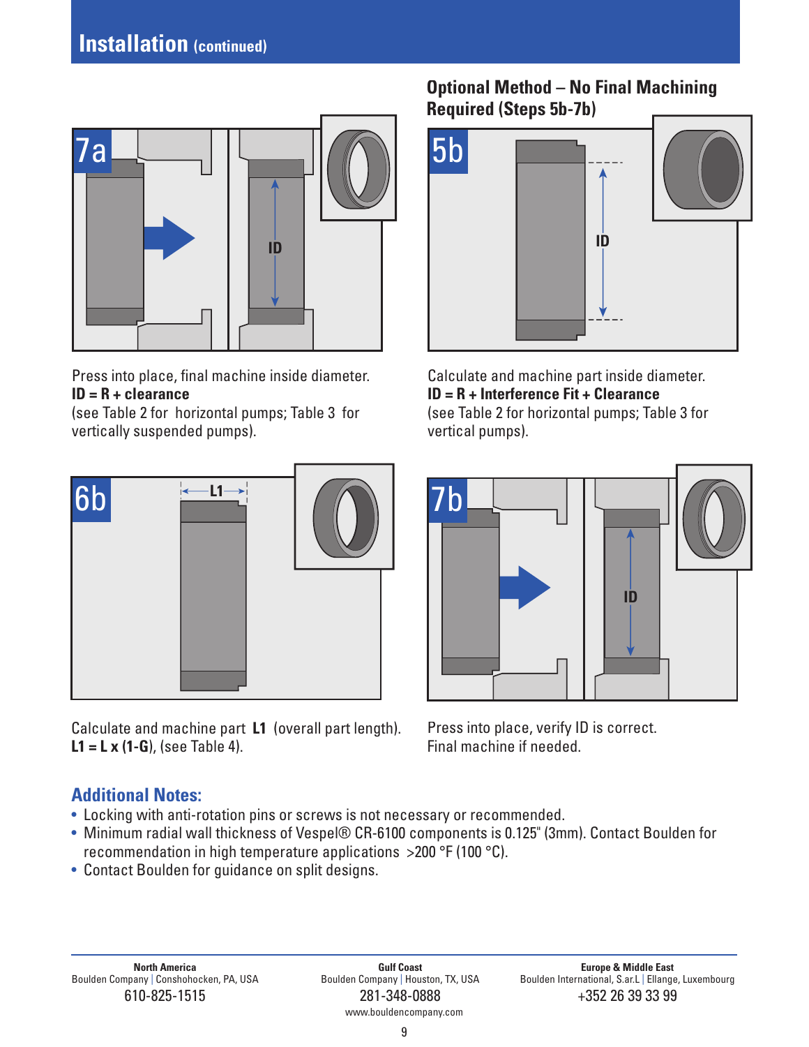## Installation (continued)

**7a**

Press into place, final machine inside diameter.
**ID = R + clearance**
(see Table 2 for horizontal pumps; Table 3 for vertically suspended pumps).

**6b**

Calculate and machine part **L1** (overall part length).
**L1 = L x (1-G)**, (see Table 4).

### Optional Method – No Final Machining Required (Steps 5b-7b)

**5b**

Calculate and machine part inside diameter.
**ID = R + Interference Fit + Clearance**
(see Table 2 for horizontal pumps; Table 3 for vertical pumps).

**7b**

Press into place, verify ID is correct.
Final machine if needed.

### Additional Notes:

- Locking with anti-rotation pins or screws is not necessary or recommended.
- Minimum radial wall thickness of Vespel® CR-6100 components is 0.125" (3mm). Contact Boulden for recommendation in high temperature applications >200 °F (100 °C).
- Contact Boulden for guidance on split designs.

**North America**
Boulden Company | Conshohocken, PA, USA
610-825-1515

**Gulf Coast**
Boulden Company | Houston, TX, USA
281-348-0888
www.bouldencompany.com

**Europe & Middle East**
Boulden International, S.ar.L | Ellange, Luxembourg
+352 26 39 33 99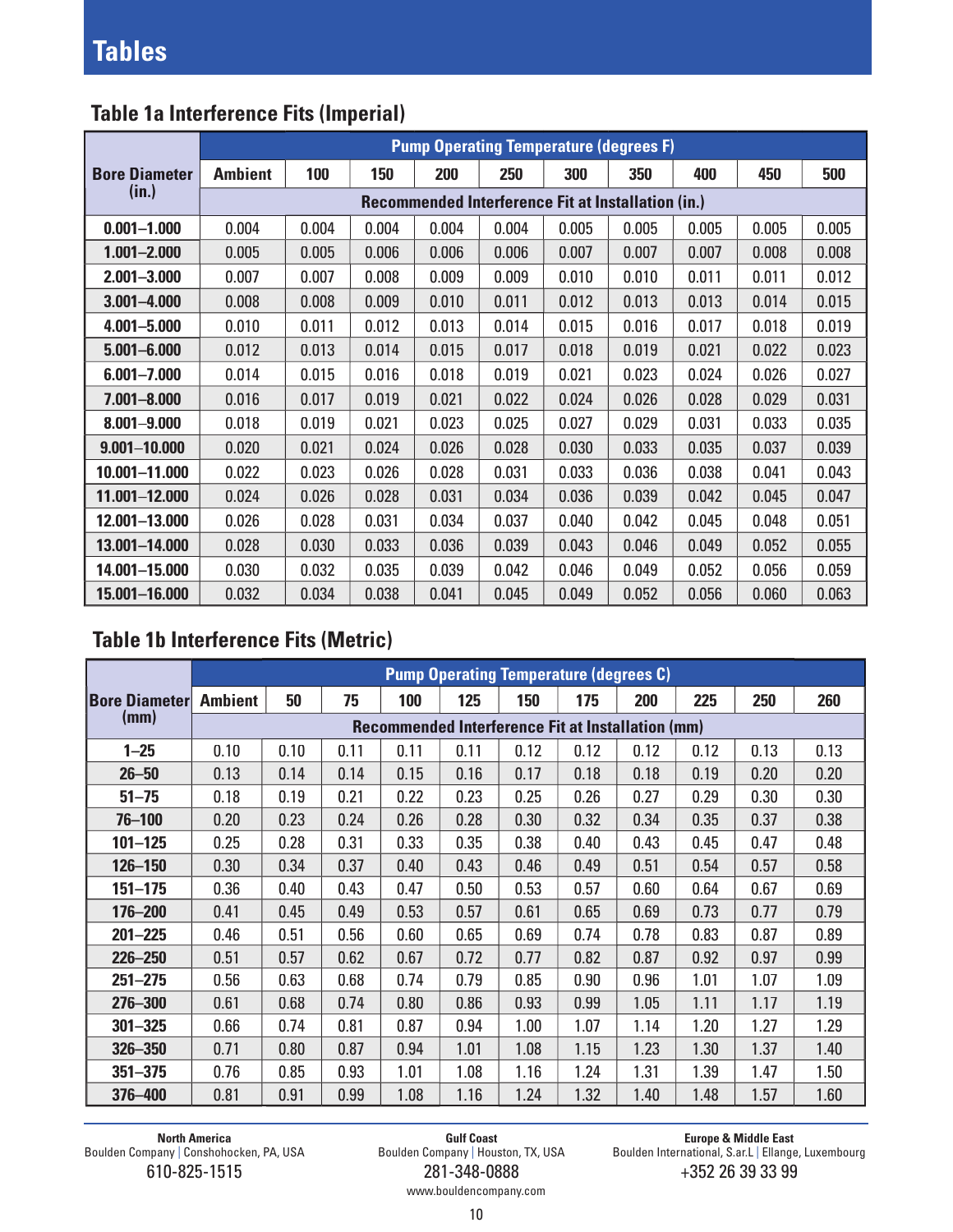# Tables

## Table 1a Interference Fits (Imperial)

| Bore Diameter (in.) | Pump Operating Temperature (degrees F) | | | | | | | | | |
|---|---|---|---|---|---|---|---|---|---|---|
| | Ambient | 100 | 150 | 200 | 250 | 300 | 350 | 400 | 450 | 500 |
| | Recommended Interference Fit at Installation (in.) | | | | | | | | | |
| **0.001–1.000** | 0.004 | 0.004 | 0.004 | 0.004 | 0.004 | 0.005 | 0.005 | 0.005 | 0.005 | 0.005 |
| **1.001–2.000** | 0.005 | 0.005 | 0.006 | 0.006 | 0.006 | 0.007 | 0.007 | 0.007 | 0.008 | 0.008 |
| **2.001–3.000** | 0.007 | 0.007 | 0.008 | 0.009 | 0.009 | 0.010 | 0.010 | 0.011 | 0.011 | 0.012 |
| **3.001–4.000** | 0.008 | 0.008 | 0.009 | 0.010 | 0.011 | 0.012 | 0.013 | 0.013 | 0.014 | 0.015 |
| **4.001–5.000** | 0.010 | 0.011 | 0.012 | 0.013 | 0.014 | 0.015 | 0.016 | 0.017 | 0.018 | 0.019 |
| **5.001–6.000** | 0.012 | 0.013 | 0.014 | 0.015 | 0.017 | 0.018 | 0.019 | 0.021 | 0.022 | 0.023 |
| **6.001–7.000** | 0.014 | 0.015 | 0.016 | 0.018 | 0.019 | 0.021 | 0.023 | 0.024 | 0.026 | 0.027 |
| **7.001–8.000** | 0.016 | 0.017 | 0.019 | 0.021 | 0.022 | 0.024 | 0.026 | 0.028 | 0.029 | 0.031 |
| **8.001–9.000** | 0.018 | 0.019 | 0.021 | 0.023 | 0.025 | 0.027 | 0.029 | 0.031 | 0.033 | 0.035 |
| **9.001–10.000** | 0.020 | 0.021 | 0.024 | 0.026 | 0.028 | 0.030 | 0.033 | 0.035 | 0.037 | 0.039 |
| **10.001–11.000** | 0.022 | 0.023 | 0.026 | 0.028 | 0.031 | 0.033 | 0.036 | 0.038 | 0.041 | 0.043 |
| **11.001–12.000** | 0.024 | 0.026 | 0.028 | 0.031 | 0.034 | 0.036 | 0.039 | 0.042 | 0.045 | 0.047 |
| **12.001–13.000** | 0.026 | 0.028 | 0.031 | 0.034 | 0.037 | 0.040 | 0.042 | 0.045 | 0.048 | 0.051 |
| **13.001–14.000** | 0.028 | 0.030 | 0.033 | 0.036 | 0.039 | 0.043 | 0.046 | 0.049 | 0.052 | 0.055 |
| **14.001–15.000** | 0.030 | 0.032 | 0.035 | 0.039 | 0.042 | 0.046 | 0.049 | 0.052 | 0.056 | 0.059 |
| **15.001–16.000** | 0.032 | 0.034 | 0.038 | 0.041 | 0.045 | 0.049 | 0.052 | 0.056 | 0.060 | 0.063 |

## Table 1b Interference Fits (Metric)

| Bore Diameter (mm) | Pump Operating Temperature (degrees C) | | | | | | | | | | |
|---|---|---|---|---|---|---|---|---|---|---|---|
| | Ambient | 50 | 75 | 100 | 125 | 150 | 175 | 200 | 225 | 250 | 260 |
| | Recommended Interference Fit at Installation (mm) | | | | | | | | | | |
| **1–25** | 0.10 | 0.10 | 0.11 | 0.11 | 0.11 | 0.12 | 0.12 | 0.12 | 0.12 | 0.13 | 0.13 |
| **26–50** | 0.13 | 0.14 | 0.14 | 0.15 | 0.16 | 0.17 | 0.18 | 0.18 | 0.19 | 0.20 | 0.20 |
| **51–75** | 0.18 | 0.19 | 0.21 | 0.22 | 0.23 | 0.25 | 0.26 | 0.27 | 0.29 | 0.30 | 0.30 |
| **76–100** | 0.20 | 0.23 | 0.24 | 0.26 | 0.28 | 0.30 | 0.32 | 0.34 | 0.35 | 0.37 | 0.38 |
| **101–125** | 0.25 | 0.28 | 0.31 | 0.33 | 0.35 | 0.38 | 0.40 | 0.43 | 0.45 | 0.47 | 0.48 |
| **126–150** | 0.30 | 0.34 | 0.37 | 0.40 | 0.43 | 0.46 | 0.49 | 0.51 | 0.54 | 0.57 | 0.58 |
| **151–175** | 0.36 | 0.40 | 0.43 | 0.47 | 0.50 | 0.53 | 0.57 | 0.60 | 0.64 | 0.67 | 0.69 |
| **176–200** | 0.41 | 0.45 | 0.49 | 0.53 | 0.57 | 0.61 | 0.65 | 0.69 | 0.73 | 0.77 | 0.79 |
| **201–225** | 0.46 | 0.51 | 0.56 | 0.60 | 0.65 | 0.69 | 0.74 | 0.78 | 0.83 | 0.87 | 0.89 |
| **226–250** | 0.51 | 0.57 | 0.62 | 0.67 | 0.72 | 0.77 | 0.82 | 0.87 | 0.92 | 0.97 | 0.99 |
| **251–275** | 0.56 | 0.63 | 0.68 | 0.74 | 0.79 | 0.85 | 0.90 | 0.96 | 1.01 | 1.07 | 1.09 |
| **276–300** | 0.61 | 0.68 | 0.74 | 0.80 | 0.86 | 0.93 | 0.99 | 1.05 | 1.11 | 1.17 | 1.19 |
| **301–325** | 0.66 | 0.74 | 0.81 | 0.87 | 0.94 | 1.00 | 1.07 | 1.14 | 1.20 | 1.27 | 1.29 |
| **326–350** | 0.71 | 0.80 | 0.87 | 0.94 | 1.01 | 1.08 | 1.15 | 1.23 | 1.30 | 1.37 | 1.40 |
| **351–375** | 0.76 | 0.85 | 0.93 | 1.01 | 1.08 | 1.16 | 1.24 | 1.31 | 1.39 | 1.47 | 1.50 |
| **376–400** | 0.81 | 0.91 | 0.99 | 1.08 | 1.16 | 1.24 | 1.32 | 1.40 | 1.48 | 1.57 | 1.60 |

**North America**
Boulden Company | Conshohocken, PA, USA
610-825-1515

**Gulf Coast**
Boulden Company | Houston, TX, USA
281-348-0888
www.bouldencompany.com

**Europe & Middle East**
Boulden International, S.ar.L | Ellange, Luxembourg
+352 26 39 33 99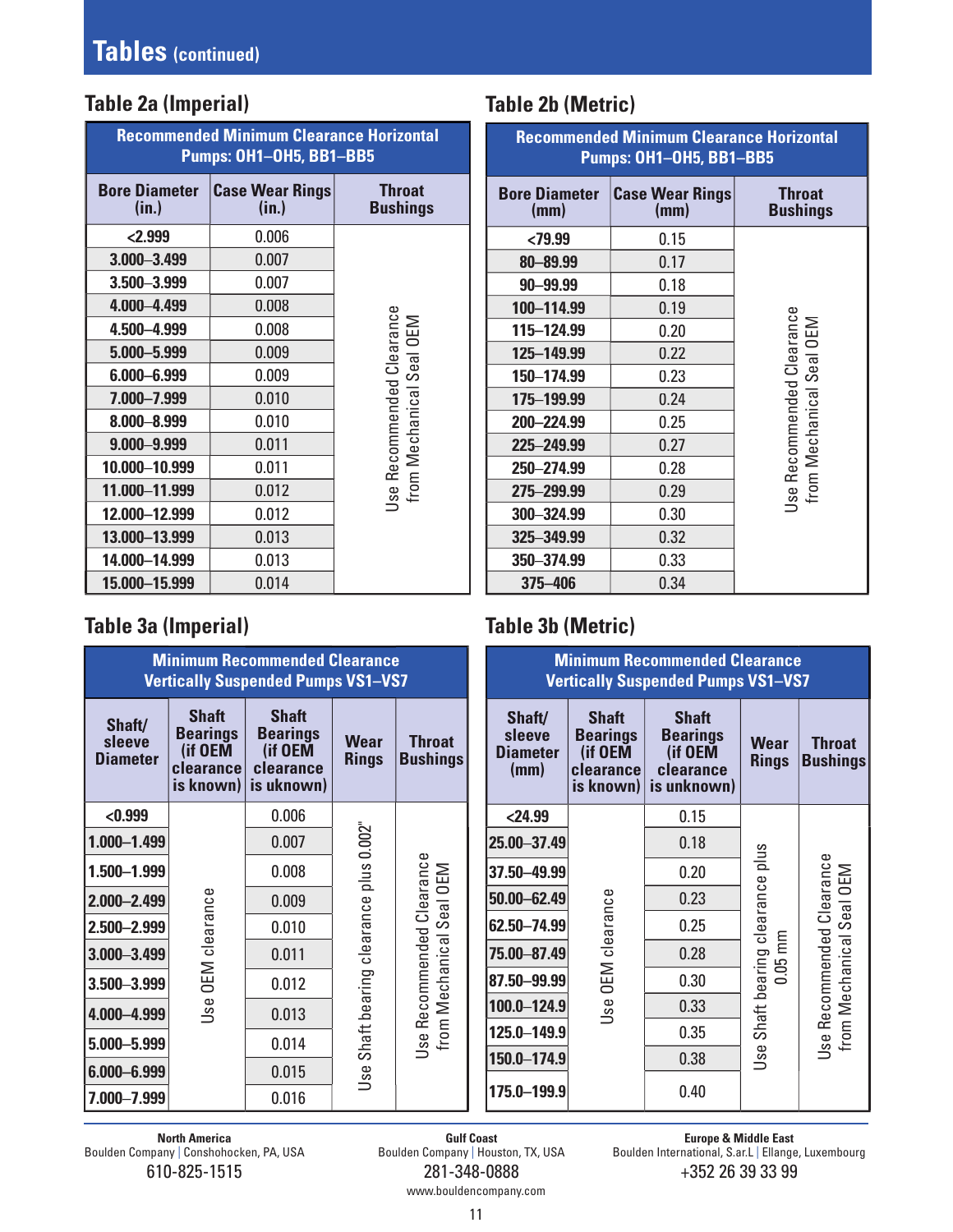# Tables (continued)

## Table 2a (Imperial)

| Recommended Minimum Clearance Horizontal Pumps: OH1–OH5, BB1–BB5 | | |
|---|---|---|
| **Bore Diameter (in.)** | **Case Wear Rings (in.)** | **Throat Bushings** |
| <2.999 | 0.006 | Use Recommended Clearance from Mechanical Seal OEM |
| 3.000–3.499 | 0.007 | |
| 3.500–3.999 | 0.007 | |
| 4.000–4.499 | 0.008 | |
| 4.500–4.999 | 0.008 | |
| 5.000–5.999 | 0.009 | |
| 6.000–6.999 | 0.009 | |
| 7.000–7.999 | 0.010 | |
| 8.000–8.999 | 0.010 | |
| 9.000–9.999 | 0.011 | |
| 10.000–10.999 | 0.011 | |
| 11.000–11.999 | 0.012 | |
| 12.000–12.999 | 0.012 | |
| 13.000–13.999 | 0.013 | |
| 14.000–14.999 | 0.013 | |
| 15.000–15.999 | 0.014 | |

## Table 2b (Metric)

| Recommended Minimum Clearance Horizontal Pumps: OH1–OH5, BB1–BB5 | | |
|---|---|---|
| **Bore Diameter (mm)** | **Case Wear Rings (mm)** | **Throat Bushings** |
| <79.99 | 0.15 | Use Recommended Clearance from Mechanical Seal OEM |
| 80–89.99 | 0.17 | |
| 90–99.99 | 0.18 | |
| 100–114.99 | 0.19 | |
| 115–124.99 | 0.20 | |
| 125–149.99 | 0.22 | |
| 150–174.99 | 0.23 | |
| 175–199.99 | 0.24 | |
| 200–224.99 | 0.25 | |
| 225–249.99 | 0.27 | |
| 250–274.99 | 0.28 | |
| 275–299.99 | 0.29 | |
| 300–324.99 | 0.30 | |
| 325–349.99 | 0.32 | |
| 350–374.99 | 0.33 | |
| 375–406 | 0.34 | |

## Table 3a (Imperial)

| Minimum Recommended Clearance Vertically Suspended Pumps VS1–VS7 | | | | |
|---|---|---|---|---|
| **Shaft/ sleeve Diameter** | **Shaft Bearings (if OEM clearance is known)** | **Shaft Bearings (if OEM clearance is uknown)** | **Wear Rings** | **Throat Bushings** |
| <0.999 | Use OEM clearance | 0.006 | Use Shaft bearing clearance plus 0.002" | Use Recommended Clearance from Mechanical Seal OEM |
| 1.000–1.499 | | 0.007 | | |
| 1.500–1.999 | | 0.008 | | |
| 2.000–2.499 | | 0.009 | | |
| 2.500–2.999 | | 0.010 | | |
| 3.000–3.499 | | 0.011 | | |
| 3.500–3.999 | | 0.012 | | |
| 4.000–4.999 | | 0.013 | | |
| 5.000–5.999 | | 0.014 | | |
| 6.000–6.999 | | 0.015 | | |
| 7.000–7.999 | | 0.016 | | |

## Table 3b (Metric)

| Minimum Recommended Clearance Vertically Suspended Pumps VS1–VS7 | | | | |
|---|---|---|---|---|
| **Shaft/ sleeve Diameter (mm)** | **Shaft Bearings (if OEM clearance is known)** | **Shaft Bearings (if OEM clearance is unknown)** | **Wear Rings** | **Throat Bushings** |
| <24.99 | Use OEM clearance | 0.15 | Use Shaft bearing clearance plus 0.05 mm | Use Recommended Clearance from Mechanical Seal OEM |
| 25.00–37.49 | | 0.18 | | |
| 37.50–49.99 | | 0.20 | | |
| 50.00–62.49 | | 0.23 | | |
| 62.50–74.99 | | 0.25 | | |
| 75.00–87.49 | | 0.28 | | |
| 87.50–99.99 | | 0.30 | | |
| 100.0–124.9 | | 0.33 | | |
| 125.0–149.9 | | 0.35 | | |
| 150.0–174.9 | | 0.38 | | |
| 175.0–199.9 | | 0.40 | | |

**North America**
Boulden Company | Conshohocken, PA, USA
610-825-1515

**Gulf Coast**
Boulden Company | Houston, TX, USA
281-348-0888
www.bouldencompany.com

**Europe & Middle East**
Boulden International, S.ar.L | Ellange, Luxembourg
+352 26 39 33 99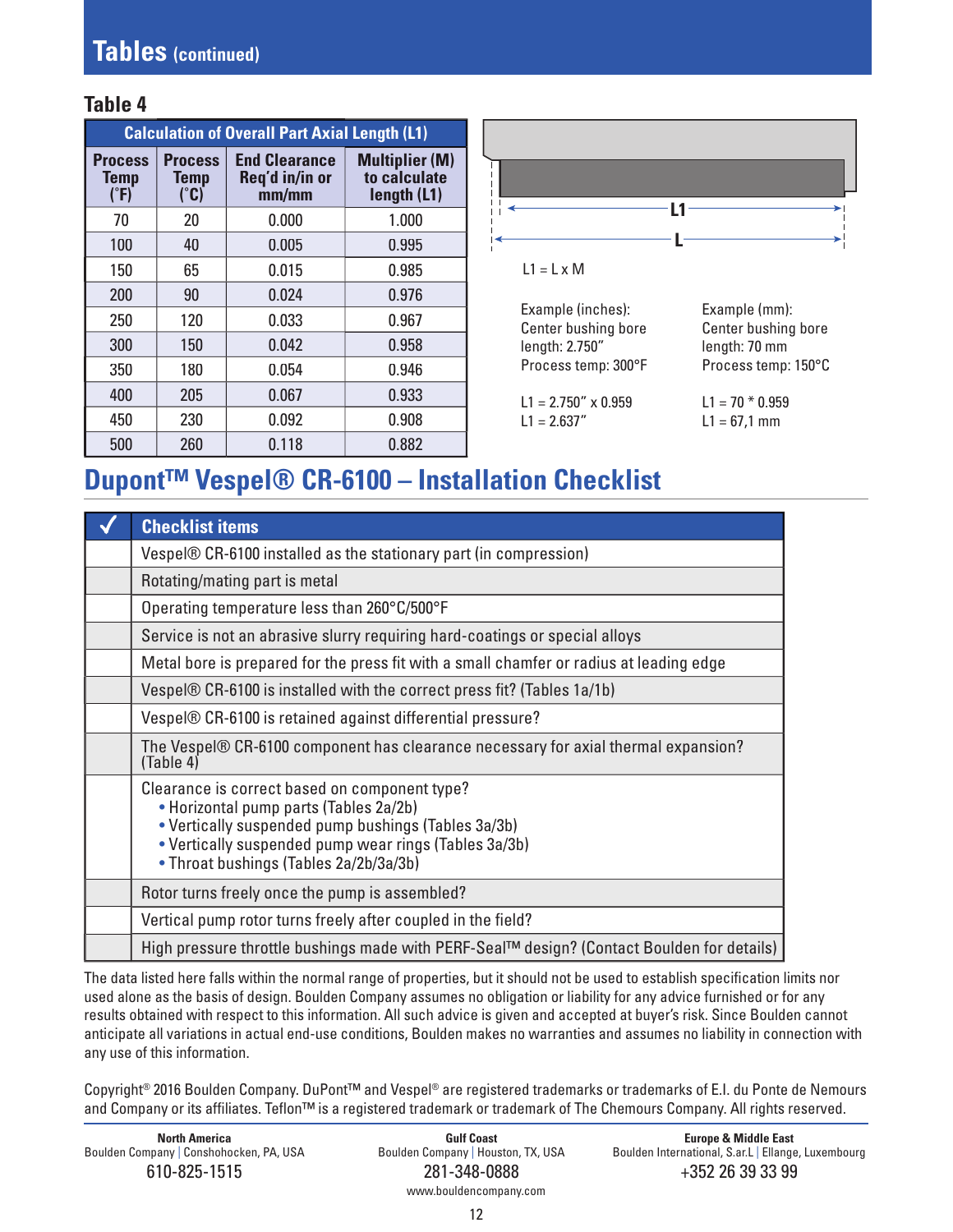## Tables (continued)

### Table 4

| Calculation of Overall Part Axial Length (L1) | | | |
|---|---|---|---|
| Process Temp (°F) | Process Temp (°C) | End Clearance Req'd in/in or mm/mm | Multiplier (M) to calculate length (L1) |
| 70 | 20 | 0.000 | 1.000 |
| 100 | 40 | 0.005 | 0.995 |
| 150 | 65 | 0.015 | 0.985 |
| 200 | 90 | 0.024 | 0.976 |
| 250 | 120 | 0.033 | 0.967 |
| 300 | 150 | 0.042 | 0.958 |
| 350 | 180 | 0.054 | 0.946 |
| 400 | 205 | 0.067 | 0.933 |
| 450 | 230 | 0.092 | 0.908 |
| 500 | 260 | 0.118 | 0.882 |

L1

L

L1 = L x M

Example (inches):
Center bushing bore length: 2.750"
Process temp: 300°F

L1 = 2.750" x 0.959
L1 = 2.637"

Example (mm):
Center bushing bore length: 70 mm
Process temp: 150°C

L1 = 70 * 0.959
L1 = 67,1 mm

## Dupont™ Vespel® CR-6100 – Installation Checklist

| ✓ | Checklist items |
|---|---|
| | Vespel® CR-6100 installed as the stationary part (in compression) |
| | Rotating/mating part is metal |
| | Operating temperature less than 260°C/500°F |
| | Service is not an abrasive slurry requiring hard-coatings or special alloys |
| | Metal bore is prepared for the press fit with a small chamfer or radius at leading edge |
| | Vespel® CR-6100 is installed with the correct press fit? (Tables 1a/1b) |
| | Vespel® CR-6100 is retained against differential pressure? |
| | The Vespel® CR-6100 component has clearance necessary for axial thermal expansion? (Table 4) |
| | Clearance is correct based on component type?<br>• Horizontal pump parts (Tables 2a/2b)<br>• Vertically suspended pump bushings (Tables 3a/3b)<br>• Vertically suspended pump wear rings (Tables 3a/3b)<br>• Throat bushings (Tables 2a/2b/3a/3b) |
| | Rotor turns freely once the pump is assembled? |
| | Vertical pump rotor turns freely after coupled in the field? |
| | High pressure throttle bushings made with PERF-Seal™ design? (Contact Boulden for details) |

The data listed here falls within the normal range of properties, but it should not be used to establish specification limits nor used alone as the basis of design. Boulden Company assumes no obligation or liability for any advice furnished or for any results obtained with respect to this information. All such advice is given and accepted at buyer's risk. Since Boulden cannot anticipate all variations in actual end-use conditions, Boulden makes no warranties and assumes no liability in connection with any use of this information.

Copyright® 2016 Boulden Company. DuPont™ and Vespel® are registered trademarks or trademarks of E.I. du Ponte de Nemours and Company or its affiliates. Teflon™ is a registered trademark or trademark of The Chemours Company. All rights reserved.

**North America**
Boulden Company | Conshohocken, PA, USA
610-825-1515

**Gulf Coast**
Boulden Company | Houston, TX, USA
281-348-0888
www.bouldencompany.com

**Europe & Middle East**
Boulden International, S.ar.L | Ellange, Luxembourg
+352 26 39 33 99